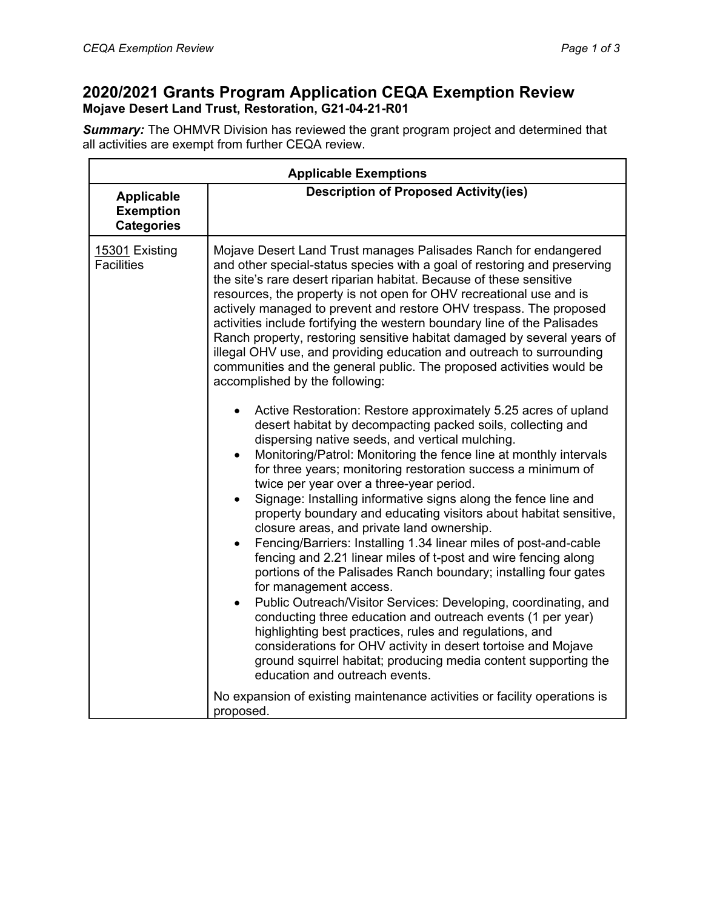# 2020/2021 Grants Program Application CEQA Exemption Review

**Mojave Desert Land Trust, Restoration, G21-04-21-R01**

***Summary:*** The OHMVR Division has reviewed the grant program project and determined that all activities are exempt from further CEQA review.

| Applicable Exemptions | |
|---|---|
| **Applicable Exemption Categories** | **Description of Proposed Activity(ies)** |
| 15301 Existing Facilities | Mojave Desert Land Trust manages Palisades Ranch for endangered and other special-status species with a goal of restoring and preserving the site's rare desert riparian habitat. Because of these sensitive resources, the property is not open for OHV recreational use and is actively managed to prevent and restore OHV trespass. The proposed activities include fortifying the western boundary line of the Palisades Ranch property, restoring sensitive habitat damaged by several years of illegal OHV use, and providing education and outreach to surrounding communities and the general public. The proposed activities would be accomplished by the following:<br><br>• Active Restoration: Restore approximately 5.25 acres of upland desert habitat by decompacting packed soils, collecting and dispersing native seeds, and vertical mulching.<br>• Monitoring/Patrol: Monitoring the fence line at monthly intervals for three years; monitoring restoration success a minimum of twice per year over a three-year period.<br>• Signage: Installing informative signs along the fence line and property boundary and educating visitors about habitat sensitive, closure areas, and private land ownership.<br>• Fencing/Barriers: Installing 1.34 linear miles of post-and-cable fencing and 2.21 linear miles of t-post and wire fencing along portions of the Palisades Ranch boundary; installing four gates for management access.<br>• Public Outreach/Visitor Services: Developing, coordinating, and conducting three education and outreach events (1 per year) highlighting best practices, rules and regulations, and considerations for OHV activity in desert tortoise and Mojave ground squirrel habitat; producing media content supporting the education and outreach events.<br><br>No expansion of existing maintenance activities or facility operations is proposed. |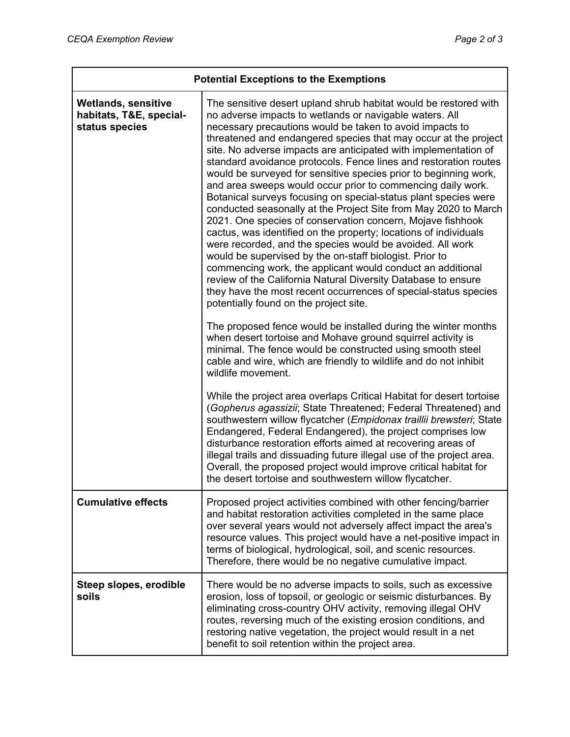| Potential Exceptions to the Exemptions | |
|---|---|
| **Wetlands, sensitive habitats, T&E, special-status species** | The sensitive desert upland shrub habitat would be restored with no adverse impacts to wetlands or navigable waters. All necessary precautions would be taken to avoid impacts to threatened and endangered species that may occur at the project site. No adverse impacts are anticipated with implementation of standard avoidance protocols. Fence lines and restoration routes would be surveyed for sensitive species prior to beginning work, and area sweeps would occur prior to commencing daily work. Botanical surveys focusing on special-status plant species were conducted seasonally at the Project Site from May 2020 to March 2021. One species of conservation concern, Mojave fishhook cactus, was identified on the property; locations of individuals were recorded, and the species would be avoided. All work would be supervised by the on-staff biologist. Prior to commencing work, the applicant would conduct an additional review of the California Natural Diversity Database to ensure they have the most recent occurrences of special-status species potentially found on the project site.<br><br>The proposed fence would be installed during the winter months when desert tortoise and Mohave ground squirrel activity is minimal. The fence would be constructed using smooth steel cable and wire, which are friendly to wildlife and do not inhibit wildlife movement.<br><br>While the project area overlaps Critical Habitat for desert tortoise (*Gopherus agassizii*; State Threatened; Federal Threatened) and southwestern willow flycatcher (*Empidonax traillii brewsteri*; State Endangered, Federal Endangered), the project comprises low disturbance restoration efforts aimed at recovering areas of illegal trails and dissuading future illegal use of the project area. Overall, the proposed project would improve critical habitat for the desert tortoise and southwestern willow flycatcher. |
| **Cumulative effects** | Proposed project activities combined with other fencing/barrier and habitat restoration activities completed in the same place over several years would not adversely affect impact the area's resource values. This project would have a net-positive impact in terms of biological, hydrological, soil, and scenic resources. Therefore, there would be no negative cumulative impact. |
| **Steep slopes, erodible soils** | There would be no adverse impacts to soils, such as excessive erosion, loss of topsoil, or geologic or seismic disturbances. By eliminating cross-country OHV activity, removing illegal OHV routes, reversing much of the existing erosion conditions, and restoring native vegetation, the project would result in a net benefit to soil retention within the project area. |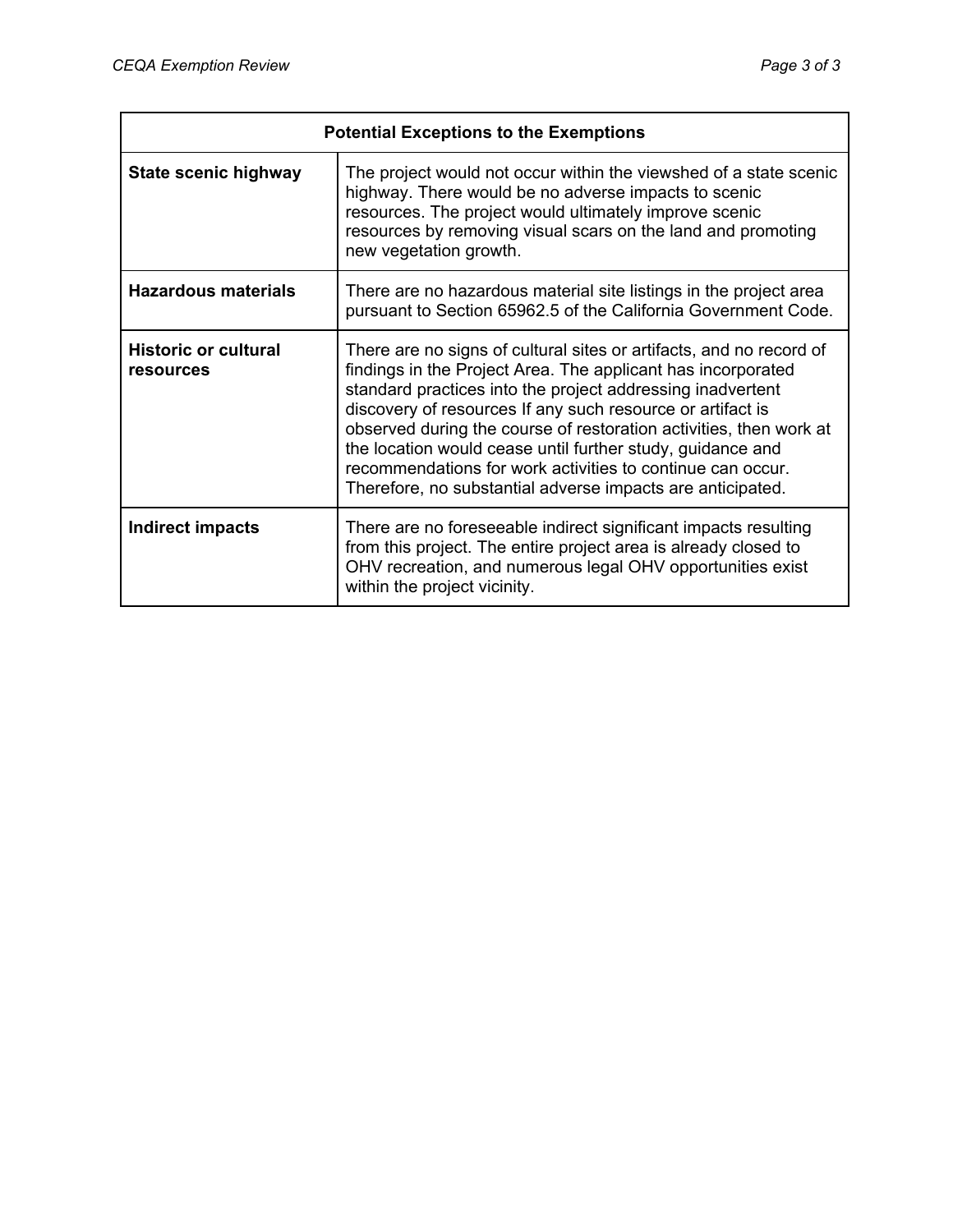| Potential Exceptions to the Exemptions | |
|---|---|
| **State scenic highway** | The project would not occur within the viewshed of a state scenic highway. There would be no adverse impacts to scenic resources. The project would ultimately improve scenic resources by removing visual scars on the land and promoting new vegetation growth. |
| **Hazardous materials** | There are no hazardous material site listings in the project area pursuant to Section 65962.5 of the California Government Code. |
| **Historic or cultural resources** | There are no signs of cultural sites or artifacts, and no record of findings in the Project Area. The applicant has incorporated standard practices into the project addressing inadvertent discovery of resources If any such resource or artifact is observed during the course of restoration activities, then work at the location would cease until further study, guidance and recommendations for work activities to continue can occur. Therefore, no substantial adverse impacts are anticipated. |
| **Indirect impacts** | There are no foreseeable indirect significant impacts resulting from this project. The entire project area is already closed to OHV recreation, and numerous legal OHV opportunities exist within the project vicinity. |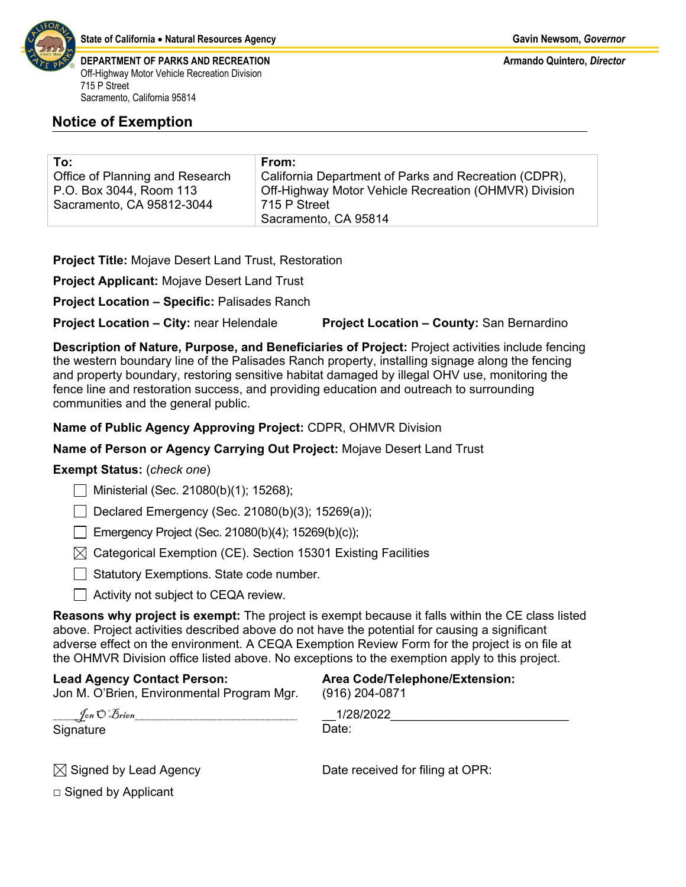State of California • Natural Resources Agency

Gavin Newsom, *Governor*

**DEPARTMENT OF PARKS AND RECREATION**
Off-Highway Motor Vehicle Recreation Division
715 P Street
Sacramento, California 95814

Armando Quintero, *Director*

## Notice of Exemption

| **To:** | **From:** |
|---|---|
| Office of Planning and Research<br>P.O. Box 3044, Room 113<br>Sacramento, CA 95812-3044 | California Department of Parks and Recreation (CDPR), Off-Highway Motor Vehicle Recreation (OHMVR) Division<br>715 P Street<br>Sacramento, CA 95814 |

**Project Title:** Mojave Desert Land Trust, Restoration

**Project Applicant:** Mojave Desert Land Trust

**Project Location – Specific:** Palisades Ranch

**Project Location – City:** near Helendale **Project Location – County:** San Bernardino

**Description of Nature, Purpose, and Beneficiaries of Project:** Project activities include fencing the western boundary line of the Palisades Ranch property, installing signage along the fencing and property boundary, restoring sensitive habitat damaged by illegal OHV use, monitoring the fence line and restoration success, and providing education and outreach to surrounding communities and the general public.

**Name of Public Agency Approving Project:** CDPR, OHMVR Division

**Name of Person or Agency Carrying Out Project:** Mojave Desert Land Trust

**Exempt Status:** (*check one*)

- ☐ Ministerial (Sec. 21080(b)(1); 15268);
- ☐ Declared Emergency (Sec. 21080(b)(3); 15269(a));
- ☐ Emergency Project (Sec. 21080(b)(4); 15269(b)(c));
- ☒ Categorical Exemption (CE). Section 15301 Existing Facilities
- ☐ Statutory Exemptions. State code number.
- ☐ Activity not subject to CEQA review.

**Reasons why project is exempt:** The project is exempt because it falls within the CE class listed above. Project activities described above do not have the potential for causing a significant adverse effect on the environment. A CEQA Exemption Review Form for the project is on file at the OHMVR Division office listed above. No exceptions to the exemption apply to this project.

**Lead Agency Contact Person:**
Jon M. O'Brien, Environmental Program Mgr.

**Area Code/Telephone/Extension:**
(916) 204-0871

Jon O'Brien
Signature

1/28/2022
Date:

☒ Signed by Lead Agency

☐ Signed by Applicant

Date received for filing at OPR: